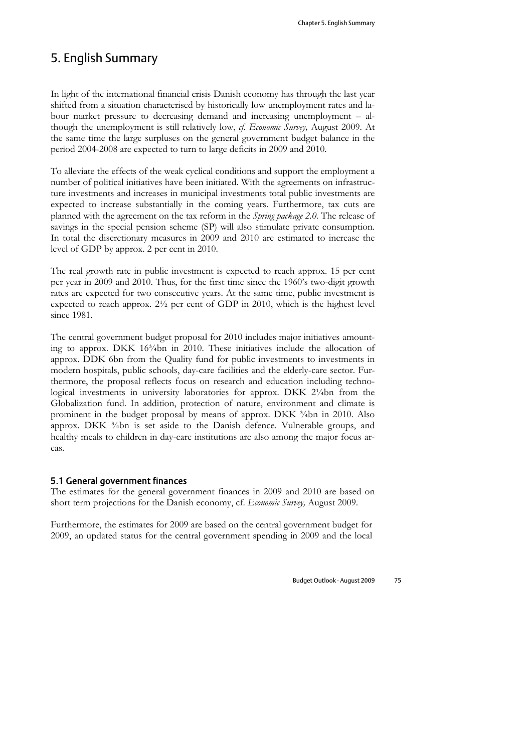# 5. English Summary

In light of the international financial crisis Danish economy has through the last year shifted from a situation characterised by historically low unemployment rates and labour market pressure to decreasing demand and increasing unemployment – although the unemployment is still relatively low, *cf. Economic Survey,* August 2009. At the same time the large surpluses on the general government budget balance in the period 2004-2008 are expected to turn to large deficits in 2009 and 2010.

To alleviate the effects of the weak cyclical conditions and support the employment a number of political initiatives have been initiated. With the agreements on infrastructure investments and increases in municipal investments total public investments are expected to increase substantially in the coming years. Furthermore, tax cuts are planned with the agreement on the tax reform in the *Spring package 2.0*. The release of savings in the special pension scheme (SP) will also stimulate private consumption. In total the discretionary measures in 2009 and 2010 are estimated to increase the level of GDP by approx. 2 per cent in 2010.

The real growth rate in public investment is expected to reach approx. 15 per cent per year in 2009 and 2010. Thus, for the first time since the 1960's two-digit growth rates are expected for two consecutive years. At the same time, public investment is expected to reach approx. 2½ per cent of GDP in 2010, which is the highest level since 1981.

The central government budget proposal for 2010 includes major initiatives amounting to approx. DKK 16¾bn in 2010. These initiatives include the allocation of approx. DDK 6bn from the Quality fund for public investments to investments in modern hospitals, public schools, day-care facilities and the elderly-care sector. Furthermore, the proposal reflects focus on research and education including technological investments in university laboratories for approx. DKK 2¼bn from the Globalization fund. In addition, protection of nature, environment and climate is prominent in the budget proposal by means of approx. DKK ¾bn in 2010. Also approx. DKK ¾bn is set aside to the Danish defence. Vulnerable groups, and healthy meals to children in day-care institutions are also among the major focus areas.

## 5.1 General government finances

The estimates for the general government finances in 2009 and 2010 are based on short term projections for the Danish economy, cf. *Economic Survey,* August 2009.

Furthermore, the estimates for 2009 are based on the central government budget for 2009, an updated status for the central government spending in 2009 and the local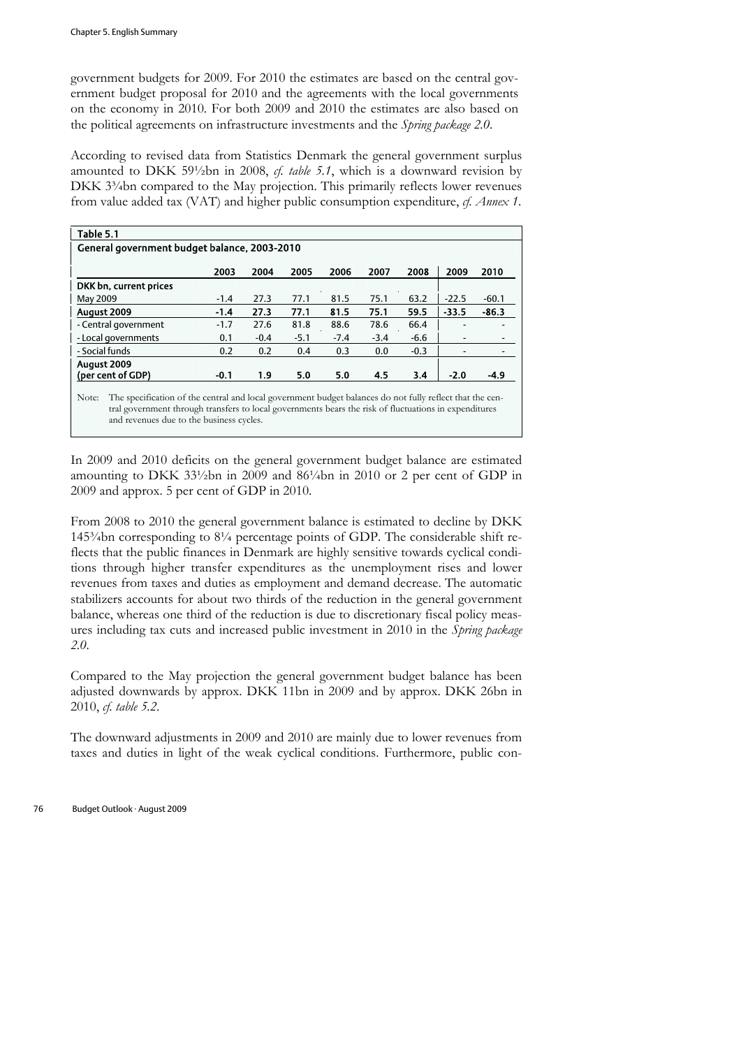government budgets for 2009. For 2010 the estimates are based on the central government budget proposal for 2010 and the agreements with the local governments on the economy in 2010. For both 2009 and 2010 the estimates are also based on the political agreements on infrastructure investments and the *Spring package 2.0*.

According to revised data from Statistics Denmark the general government surplus amounted to DKK 59½bn in 2008, *cf. table 5.1*, which is a downward revision by DKK 3¾bn compared to the May projection. This primarily reflects lower revenues from value added tax (VAT) and higher public consumption expenditure, *cf. Annex 1*.

**Table 5.1**
**General government budget balance, 2003-2010**

| | 2003 | 2004 | 2005 | 2006 | 2007 | 2008 | 2009 | 2010 |
|---|---|---|---|---|---|---|---|---|
| **DKK bn, current prices** | | | | | | | | |
| May 2009 | -1.4 | 27.3 | 77.1 | 81.5 | 75.1 | 63.2 | -22.5 | -60.1 |
| **August 2009** | **-1.4** | **27.3** | **77.1** | **81.5** | **75.1** | **59.5** | **-33.5** | **-86.3** |
| - Central government | -1.7 | 27.6 | 81.8 | 88.6 | 78.6 | 66.4 | - | - |
| - Local governments | 0.1 | -0.4 | -5.1 | -7.4 | -3.4 | -6.6 | - | - |
| - Social funds | 0.2 | 0.2 | 0.4 | 0.3 | 0.0 | -0.3 | - | - |
| **August 2009 (per cent of GDP)** | **-0.1** | **1.9** | **5.0** | **5.0** | **4.5** | **3.4** | **-2.0** | **-4.9** |

Note: The specification of the central and local government budget balances do not fully reflect that the central government through transfers to local governments bears the risk of fluctuations in expenditures and revenues due to the business cycles.

In 2009 and 2010 deficits on the general government budget balance are estimated amounting to DKK 33½bn in 2009 and 86¼bn in 2010 or 2 per cent of GDP in 2009 and approx. 5 per cent of GDP in 2010.

From 2008 to 2010 the general government balance is estimated to decline by DKK 145¾bn corresponding to 8¼ percentage points of GDP. The considerable shift reflects that the public finances in Denmark are highly sensitive towards cyclical conditions through higher transfer expenditures as the unemployment rises and lower revenues from taxes and duties as employment and demand decrease. The automatic stabilizers accounts for about two thirds of the reduction in the general government balance, whereas one third of the reduction is due to discretionary fiscal policy measures including tax cuts and increased public investment in 2010 in the *Spring package 2.0*.

Compared to the May projection the general government budget balance has been adjusted downwards by approx. DKK 11bn in 2009 and by approx. DKK 26bn in 2010, *cf. table 5.2*.

The downward adjustments in 2009 and 2010 are mainly due to lower revenues from taxes and duties in light of the weak cyclical conditions. Furthermore, public con-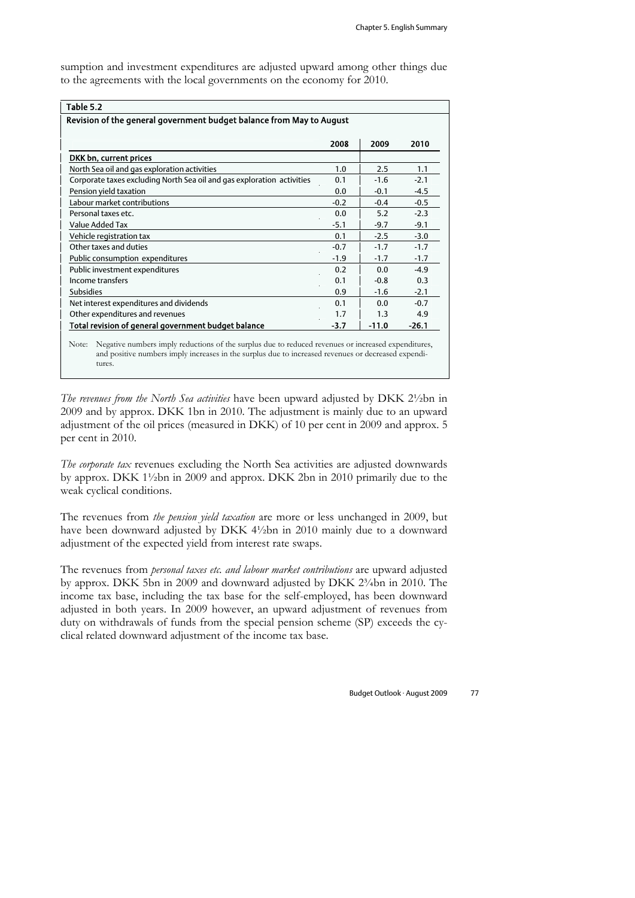sumption and investment expenditures are adjusted upward among other things due to the agreements with the local governments on the economy for 2010.

**Table 5.2**

**Revision of the general government budget balance from May to August**

| | 2008 | 2009 | 2010 |
|---|---|---|---|
| **DKK bn, current prices** | | | |
| North Sea oil and gas exploration activities | 1.0 | 2.5 | 1.1 |
| Corporate taxes excluding North Sea oil and gas exploration activities | 0.1 | -1.6 | -2.1 |
| Pension yield taxation | 0.0 | -0.1 | -4.5 |
| Labour market contributions | -0.2 | -0.4 | -0.5 |
| Personal taxes etc. | 0.0 | 5.2 | -2.3 |
| Value Added Tax | -5.1 | -9.7 | -9.1 |
| Vehicle registration tax | 0.1 | -2.5 | -3.0 |
| Other taxes and duties | -0.7 | -1.7 | -1.7 |
| Public consumption expenditures | -1.9 | -1.7 | -1.7 |
| Public investment expenditures | 0.2 | 0.0 | -4.9 |
| Income transfers | 0.1 | -0.8 | 0.3 |
| Subsidies | 0.9 | -1.6 | -2.1 |
| Net interest expenditures and dividends | 0.1 | 0.0 | -0.7 |
| Other expenditures and revenues | 1.7 | 1.3 | 4.9 |
| **Total revision of general government budget balance** | **-3.7** | **-11.0** | **-26.1** |

Note: Negative numbers imply reductions of the surplus due to reduced revenues or increased expenditures, and positive numbers imply increases in the surplus due to increased revenues or decreased expenditures.

*The revenues from the North Sea activities* have been upward adjusted by DKK 2½bn in 2009 and by approx. DKK 1bn in 2010. The adjustment is mainly due to an upward adjustment of the oil prices (measured in DKK) of 10 per cent in 2009 and approx. 5 per cent in 2010.

*The corporate tax* revenues excluding the North Sea activities are adjusted downwards by approx. DKK 1½bn in 2009 and approx. DKK 2bn in 2010 primarily due to the weak cyclical conditions.

The revenues from *the pension yield taxation* are more or less unchanged in 2009, but have been downward adjusted by DKK 4½bn in 2010 mainly due to a downward adjustment of the expected yield from interest rate swaps.

The revenues from *personal taxes etc. and labour market contributions* are upward adjusted by approx. DKK 5bn in 2009 and downward adjusted by DKK 2¾bn in 2010. The income tax base, including the tax base for the self-employed, has been downward adjusted in both years. In 2009 however, an upward adjustment of revenues from duty on withdrawals of funds from the special pension scheme (SP) exceeds the cyclical related downward adjustment of the income tax base.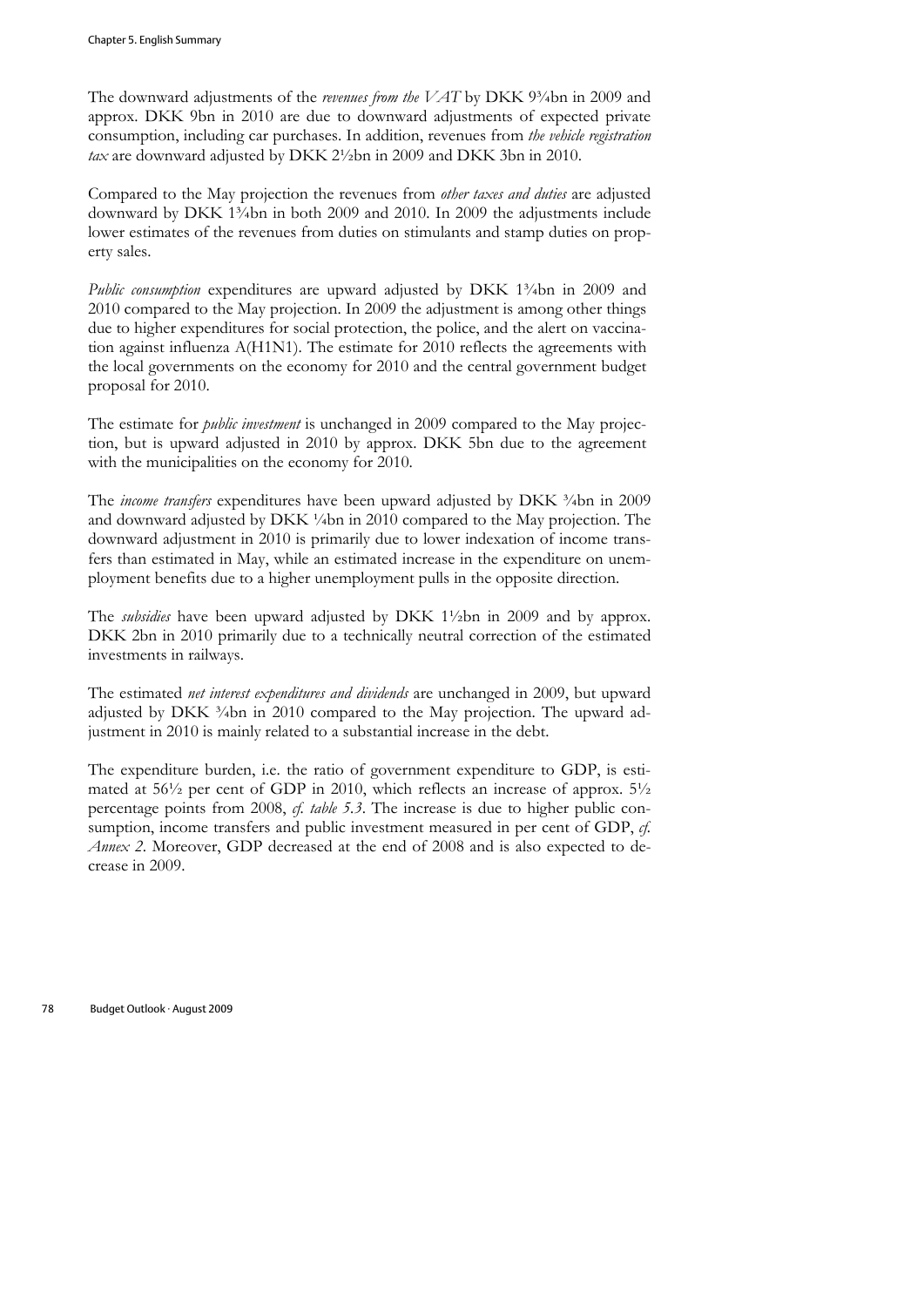The downward adjustments of the *revenues from the VAT* by DKK 9¾bn in 2009 and approx. DKK 9bn in 2010 are due to downward adjustments of expected private consumption, including car purchases. In addition, revenues from *the vehicle registration tax* are downward adjusted by DKK 2½bn in 2009 and DKK 3bn in 2010.

Compared to the May projection the revenues from *other taxes and duties* are adjusted downward by DKK 1¾bn in both 2009 and 2010. In 2009 the adjustments include lower estimates of the revenues from duties on stimulants and stamp duties on property sales.

*Public consumption* expenditures are upward adjusted by DKK 1¾bn in 2009 and 2010 compared to the May projection. In 2009 the adjustment is among other things due to higher expenditures for social protection, the police, and the alert on vaccination against influenza A(H1N1). The estimate for 2010 reflects the agreements with the local governments on the economy for 2010 and the central government budget proposal for 2010.

The estimate for *public investment* is unchanged in 2009 compared to the May projection, but is upward adjusted in 2010 by approx. DKK 5bn due to the agreement with the municipalities on the economy for 2010.

The *income transfers* expenditures have been upward adjusted by DKK ¾bn in 2009 and downward adjusted by DKK ¼bn in 2010 compared to the May projection. The downward adjustment in 2010 is primarily due to lower indexation of income transfers than estimated in May, while an estimated increase in the expenditure on unemployment benefits due to a higher unemployment pulls in the opposite direction.

The *subsidies* have been upward adjusted by DKK 1½bn in 2009 and by approx. DKK 2bn in 2010 primarily due to a technically neutral correction of the estimated investments in railways.

The estimated *net interest expenditures and dividends* are unchanged in 2009, but upward adjusted by DKK ¾bn in 2010 compared to the May projection. The upward adjustment in 2010 is mainly related to a substantial increase in the debt.

The expenditure burden, i.e. the ratio of government expenditure to GDP, is estimated at 56½ per cent of GDP in 2010, which reflects an increase of approx. 5½ percentage points from 2008, *cf. table 5.3*. The increase is due to higher public consumption, income transfers and public investment measured in per cent of GDP, *cf. Annex 2*. Moreover, GDP decreased at the end of 2008 and is also expected to decrease in 2009.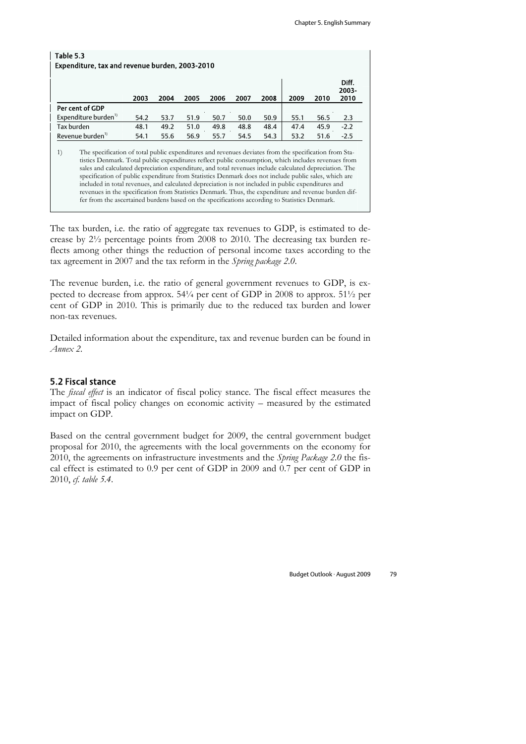**Table 5.3**
**Expenditure, tax and revenue burden, 2003-2010**

| | 2003 | 2004 | 2005 | 2006 | 2007 | 2008 | 2009 | 2010 | Diff. 2003-2010 |
|---|---|---|---|---|---|---|---|---|---|
| **Per cent of GDP** | | | | | | | | | |
| Expenditure burden[1)] | 54.2 | 53.7 | 51.9 | 50.7 | 50.0 | 50.9 | 55.1 | 56.5 | 2.3 |
| Tax burden | 48.1 | 49.2 | 51.0 | 49.8 | 48.8 | 48.4 | 47.4 | 45.9 | -2.2 |
| Revenue burden[1)] | 54.1 | 55.6 | 56.9 | 55.7 | 54.5 | 54.3 | 53.2 | 51.6 | -2.5 |

1) The specification of total public expenditures and revenues deviates from the specification from Statistics Denmark. Total public expenditures reflect public consumption, which includes revenues from sales and calculated depreciation expenditure, and total revenues include calculated depreciation. The specification of public expenditure from Statistics Denmark does not include public sales, which are included in total revenues, and calculated depreciation is not included in public expenditures and revenues in the specification from Statistics Denmark. Thus, the expenditure and revenue burden differ from the ascertained burdens based on the specifications according to Statistics Denmark.

The tax burden, i.e. the ratio of aggregate tax revenues to GDP, is estimated to decrease by 2½ percentage points from 2008 to 2010. The decreasing tax burden reflects among other things the reduction of personal income taxes according to the tax agreement in 2007 and the tax reform in the *Spring package 2.0*.

The revenue burden, i.e. the ratio of general government revenues to GDP, is expected to decrease from approx. 54¼ per cent of GDP in 2008 to approx. 51½ per cent of GDP in 2010. This is primarily due to the reduced tax burden and lower non-tax revenues.

Detailed information about the expenditure, tax and revenue burden can be found in *Annex 2*.

## 5.2 Fiscal stance

The *fiscal effect* is an indicator of fiscal policy stance. The fiscal effect measures the impact of fiscal policy changes on economic activity – measured by the estimated impact on GDP.

Based on the central government budget for 2009, the central government budget proposal for 2010, the agreements with the local governments on the economy for 2010, the agreements on infrastructure investments and the *Spring Package 2.0* the fiscal effect is estimated to 0.9 per cent of GDP in 2009 and 0.7 per cent of GDP in 2010, *cf. table 5.4*.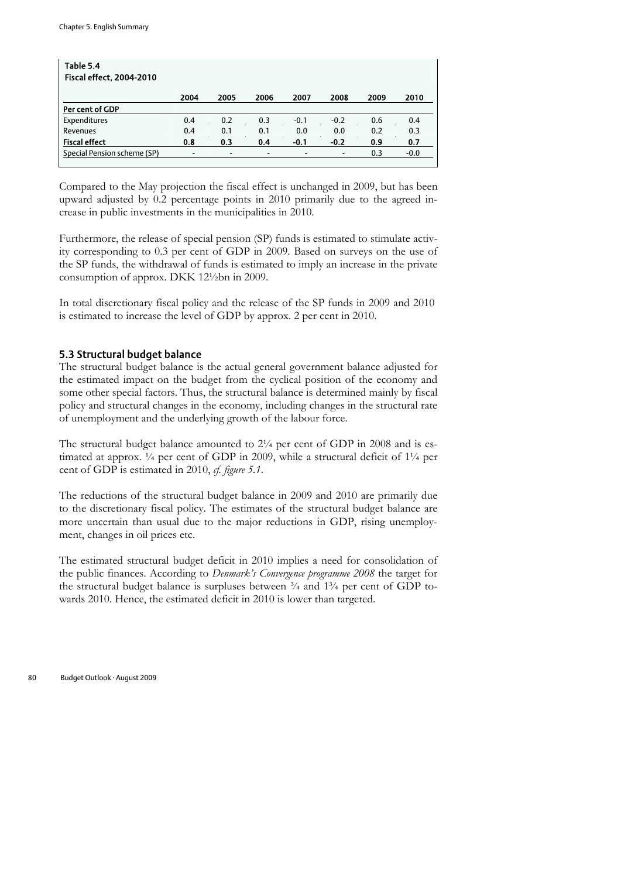**Table 5.4**
**Fiscal effect, 2004-2010**

| | 2004 | 2005 | 2006 | 2007 | 2008 | 2009 | 2010 |
|---|---|---|---|---|---|---|---|
| **Per cent of GDP** | | | | | | | |
| Expenditures | 0.4 | 0.2 | 0.3 | -0.1 | -0.2 | 0.6 | 0.4 |
| Revenues | 0.4 | 0.1 | 0.1 | 0.0 | 0.0 | 0.2 | 0.3 |
| **Fiscal effect** | **0.8** | **0.3** | **0.4** | **-0.1** | **-0.2** | **0.9** | **0.7** |
| Special Pension scheme (SP) | - | - | - | - | - | 0.3 | -0.0 |

Compared to the May projection the fiscal effect is unchanged in 2009, but has been upward adjusted by 0.2 percentage points in 2010 primarily due to the agreed increase in public investments in the municipalities in 2010.

Furthermore, the release of special pension (SP) funds is estimated to stimulate activity corresponding to 0.3 per cent of GDP in 2009. Based on surveys on the use of the SP funds, the withdrawal of funds is estimated to imply an increase in the private consumption of approx. DKK 12½bn in 2009.

In total discretionary fiscal policy and the release of the SP funds in 2009 and 2010 is estimated to increase the level of GDP by approx. 2 per cent in 2010.

## 5.3 Structural budget balance

The structural budget balance is the actual general government balance adjusted for the estimated impact on the budget from the cyclical position of the economy and some other special factors. Thus, the structural balance is determined mainly by fiscal policy and structural changes in the economy, including changes in the structural rate of unemployment and the underlying growth of the labour force.

The structural budget balance amounted to 2¼ per cent of GDP in 2008 and is estimated at approx. ¼ per cent of GDP in 2009, while a structural deficit of 1¼ per cent of GDP is estimated in 2010, *cf. figure 5.1*.

The reductions of the structural budget balance in 2009 and 2010 are primarily due to the discretionary fiscal policy. The estimates of the structural budget balance are more uncertain than usual due to the major reductions in GDP, rising unemployment, changes in oil prices etc.

The estimated structural budget deficit in 2010 implies a need for consolidation of the public finances. According to *Denmark's Convergence programme 2008* the target for the structural budget balance is surpluses between ¾ and 1¾ per cent of GDP towards 2010. Hence, the estimated deficit in 2010 is lower than targeted.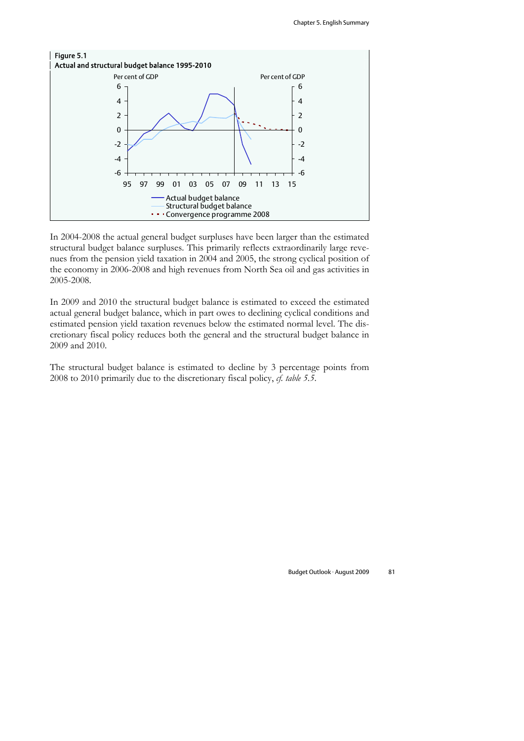**Figure 5.1**
**Actual and structural budget balance 1995-2010**

In 2004-2008 the actual general budget surpluses have been larger than the estimated structural budget balance surpluses. This primarily reflects extraordinarily large revenues from the pension yield taxation in 2004 and 2005, the strong cyclical position of the economy in 2006-2008 and high revenues from North Sea oil and gas activities in 2005-2008.

In 2009 and 2010 the structural budget balance is estimated to exceed the estimated actual general budget balance, which in part owes to declining cyclical conditions and estimated pension yield taxation revenues below the estimated normal level. The discretionary fiscal policy reduces both the general and the structural budget balance in 2009 and 2010.

The structural budget balance is estimated to decline by 3 percentage points from 2008 to 2010 primarily due to the discretionary fiscal policy, *cf. table 5.5*.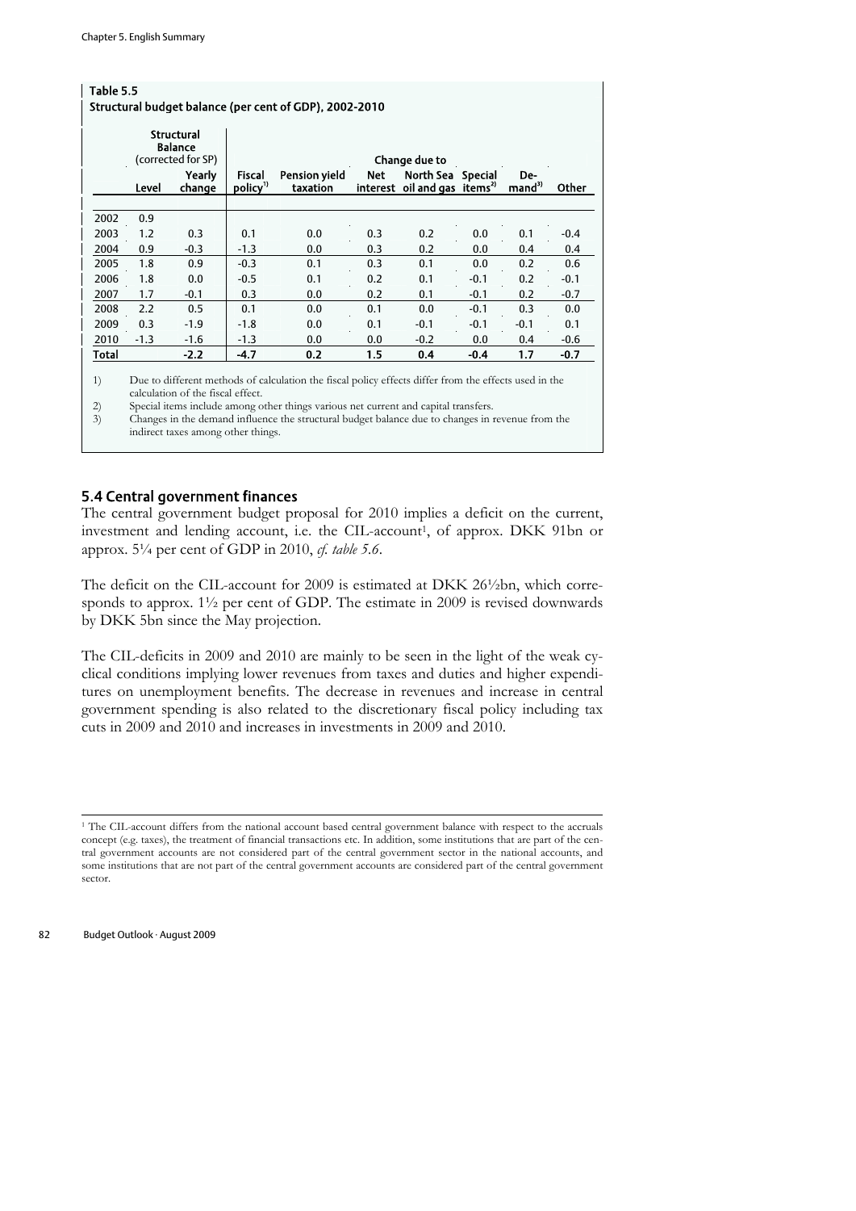**Table 5.5**
**Structural budget balance (per cent of GDP), 2002-2010**

| | Structural Balance (corrected for SP) | | Change due to | | | | | | |
|---|---|---|---|---|---|---|---|---|---|
| | Level | Yearly change | Fiscal policy[1)] | Pension yield taxation | Net interest | North Sea oil and gas | Special items[2)] | Demand[3)] | Other |
| 2002 | 0.9 | | | | | | | | |
| 2003 | 1.2 | 0.3 | 0.1 | 0.0 | 0.3 | 0.2 | 0.0 | 0.1 | -0.4 |
| 2004 | 0.9 | -0.3 | -1.3 | 0.0 | 0.3 | 0.2 | 0.0 | 0.4 | 0.4 |
| 2005 | 1.8 | 0.9 | -0.3 | 0.1 | 0.3 | 0.1 | 0.0 | 0.2 | 0.6 |
| 2006 | 1.8 | 0.0 | -0.5 | 0.1 | 0.2 | 0.1 | -0.1 | 0.2 | -0.1 |
| 2007 | 1.7 | -0.1 | 0.3 | 0.0 | 0.2 | 0.1 | -0.1 | 0.2 | -0.7 |
| 2008 | 2.2 | 0.5 | 0.1 | 0.0 | 0.1 | 0.0 | -0.1 | 0.3 | 0.0 |
| 2009 | 0.3 | -1.9 | -1.8 | 0.0 | 0.1 | -0.1 | -0.1 | -0.1 | 0.1 |
| 2010 | -1.3 | -1.6 | -1.3 | 0.0 | 0.0 | -0.2 | 0.0 | 0.4 | -0.6 |
| **Total** | | **-2.2** | **-4.7** | **0.2** | **1.5** | **0.4** | **-0.4** | **1.7** | **-0.7** |

1) Due to different methods of calculation the fiscal policy effects differ from the effects used in the calculation of the fiscal effect.
2) Special items include among other things various net current and capital transfers.
3) Changes in the demand influence the structural budget balance due to changes in revenue from the indirect taxes among other things.

## 5.4 Central government finances

The central government budget proposal for 2010 implies a deficit on the current, investment and lending account, i.e. the CIL-account[1], of approx. DKK 91bn or approx. 5¼ per cent of GDP in 2010, *cf. table 5.6*.

The deficit on the CIL-account for 2009 is estimated at DKK 26½bn, which corresponds to approx. 1½ per cent of GDP. The estimate in 2009 is revised downwards by DKK 5bn since the May projection.

The CIL-deficits in 2009 and 2010 are mainly to be seen in the light of the weak cyclical conditions implying lower revenues from taxes and duties and higher expenditures on unemployment benefits. The decrease in revenues and increase in central government spending is also related to the discretionary fiscal policy including tax cuts in 2009 and 2010 and increases in investments in 2009 and 2010.

[1] The CIL-account differs from the national account based central government balance with respect to the accruals concept (e.g. taxes), the treatment of financial transactions etc. In addition, some institutions that are part of the central government accounts are not considered part of the central government sector in the national accounts, and some institutions that are not part of the central government accounts are considered part of the central government sector.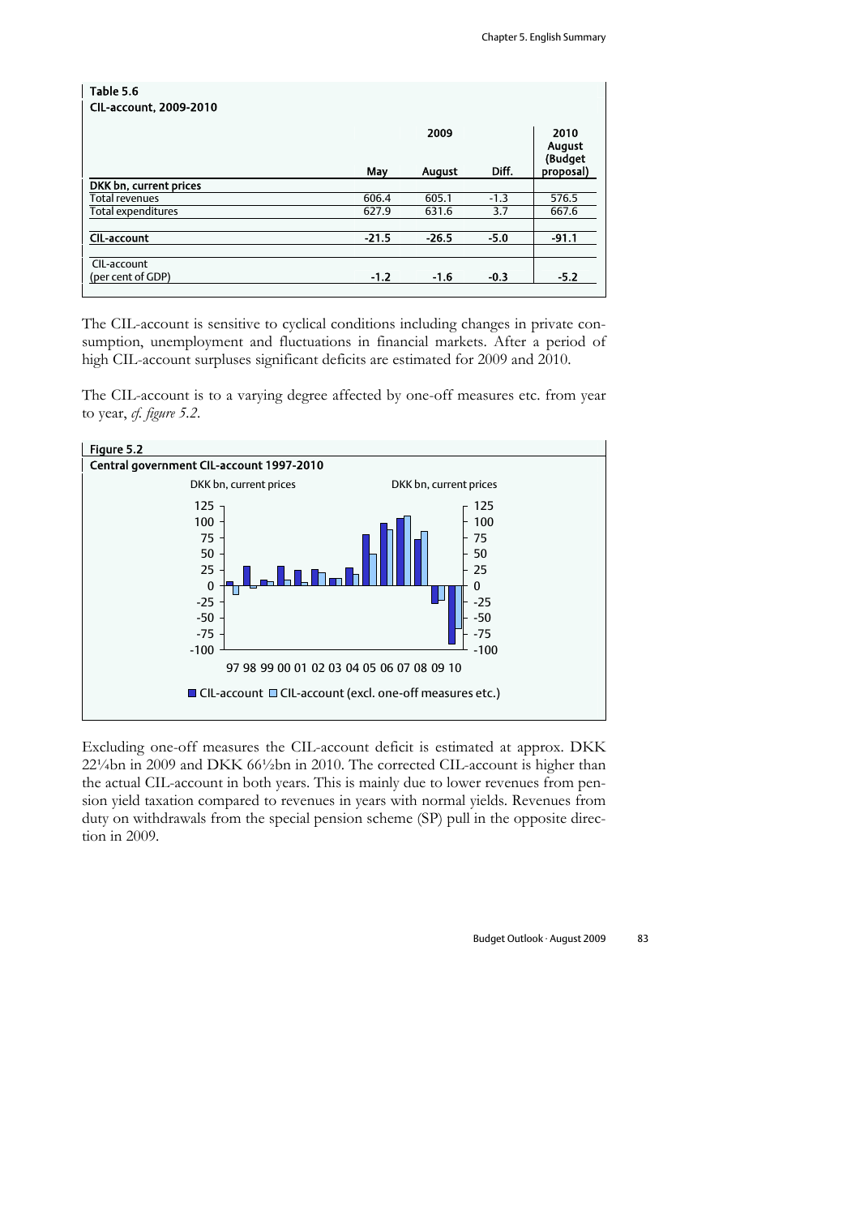**Table 5.6**
**CIL-account, 2009-2010**

| | 2009 | | | 2010 August (Budget proposal) |
|---|---|---|---|---|
| | May | August | Diff. | |
| **DKK bn, current prices** | | | | |
| Total revenues | 606.4 | 605.1 | -1.3 | 576.5 |
| Total expenditures | 627.9 | 631.6 | 3.7 | 667.6 |
| **CIL-account** | **-21.5** | **-26.5** | **-5.0** | **-91.1** |
| CIL-account (per cent of GDP) | **-1.2** | **-1.6** | **-0.3** | **-5.2** |

The CIL-account is sensitive to cyclical conditions including changes in private consumption, unemployment and fluctuations in financial markets. After a period of high CIL-account surpluses significant deficits are estimated for 2009 and 2010.

The CIL-account is to a varying degree affected by one-off measures etc. from year to year, *cf. figure 5.2*.

**Figure 5.2**
**Central government CIL-account 1997-2010**

DKK bn, current prices

■ CIL-account □ CIL-account (excl. one-off measures etc.)

Excluding one-off measures the CIL-account deficit is estimated at approx. DKK 22¼bn in 2009 and DKK 66½bn in 2010. The corrected CIL-account is higher than the actual CIL-account in both years. This is mainly due to lower revenues from pension yield taxation compared to revenues in years with normal yields. Revenues from duty on withdrawals from the special pension scheme (SP) pull in the opposite direction in 2009.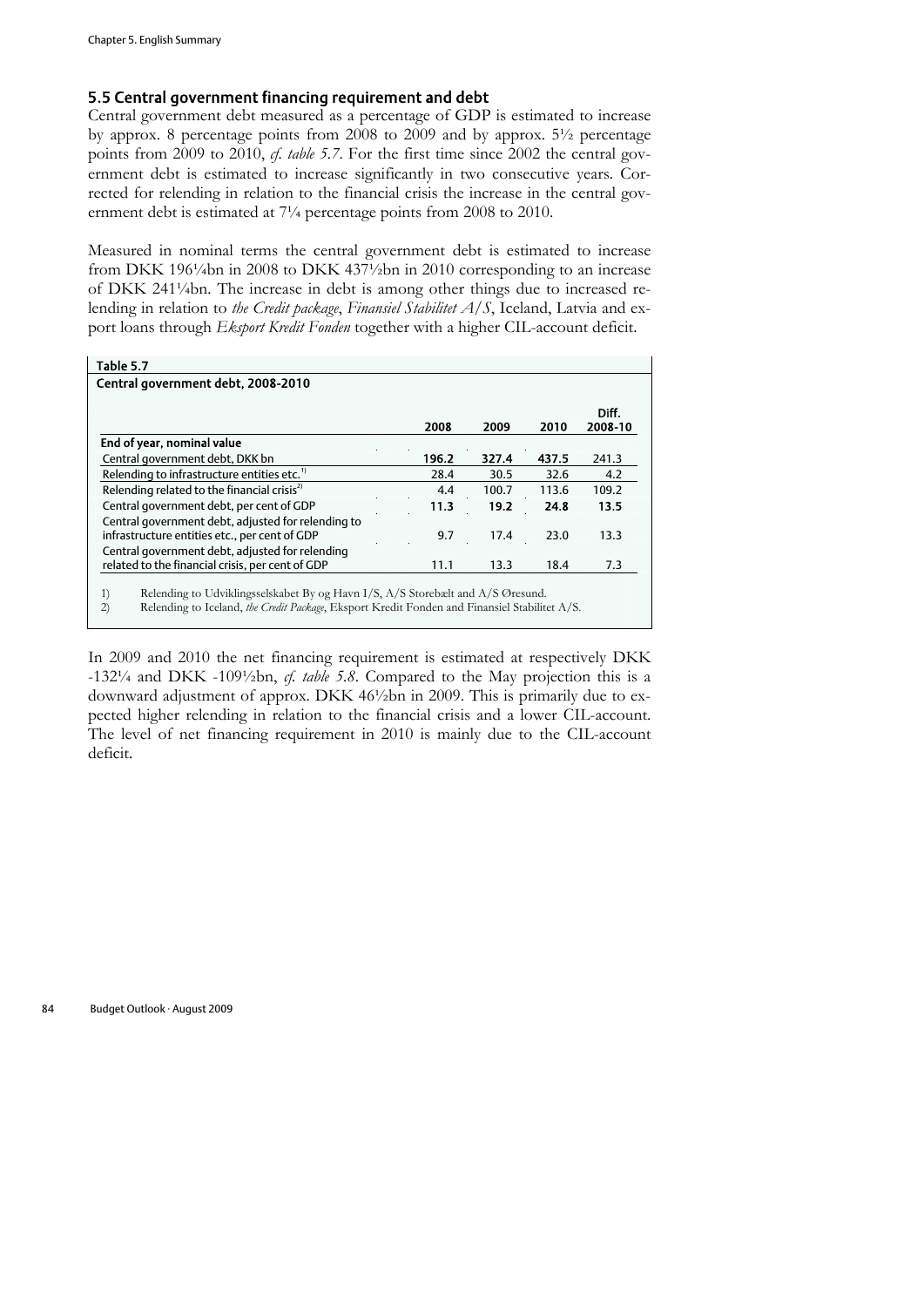## 5.5 Central government financing requirement and debt

Central government debt measured as a percentage of GDP is estimated to increase by approx. 8 percentage points from 2008 to 2009 and by approx. 5½ percentage points from 2009 to 2010, *cf. table 5.7*. For the first time since 2002 the central government debt is estimated to increase significantly in two consecutive years. Corrected for relending in relation to the financial crisis the increase in the central government debt is estimated at 7¼ percentage points from 2008 to 2010.

Measured in nominal terms the central government debt is estimated to increase from DKK 196¼bn in 2008 to DKK 437½bn in 2010 corresponding to an increase of DKK 241¼bn. The increase in debt is among other things due to increased relending in relation to *the Credit package*, *Finansiel Stabilitet A/S*, Iceland, Latvia and export loans through *Eksport Kredit Fonden* together with a higher CIL-account deficit.

**Table 5.7**
**Central government debt, 2008-2010**

| | 2008 | 2009 | 2010 | Diff. 2008-10 |
|---|---|---|---|---|
| **End of year, nominal value** | | | | |
| Central government debt, DKK bn | **196.2** | **327.4** | **437.5** | 241.3 |
| Relending to infrastructure entities etc.[1] | 28.4 | 30.5 | 32.6 | 4.2 |
| Relending related to the financial crisis[2] | 4.4 | 100.7 | 113.6 | 109.2 |
| Central government debt, per cent of GDP | **11.3** | **19.2** | **24.8** | **13.5** |
| Central government debt, adjusted for relending to infrastructure entities etc., per cent of GDP | 9.7 | 17.4 | 23.0 | 13.3 |
| Central government debt, adjusted for relending related to the financial crisis, per cent of GDP | 11.1 | 13.3 | 18.4 | 7.3 |

1) Relending to Udviklingsselskabet By og Havn I/S, A/S Storebælt and A/S Øresund.
2) Relending to Iceland, *the Credit Package*, Eksport Kredit Fonden and Finansiel Stabilitet A/S.

In 2009 and 2010 the net financing requirement is estimated at respectively DKK -132¼ and DKK -109½bn, *cf. table 5.8*. Compared to the May projection this is a downward adjustment of approx. DKK 46½bn in 2009. This is primarily due to expected higher relending in relation to the financial crisis and a lower CIL-account. The level of net financing requirement in 2010 is mainly due to the CIL-account deficit.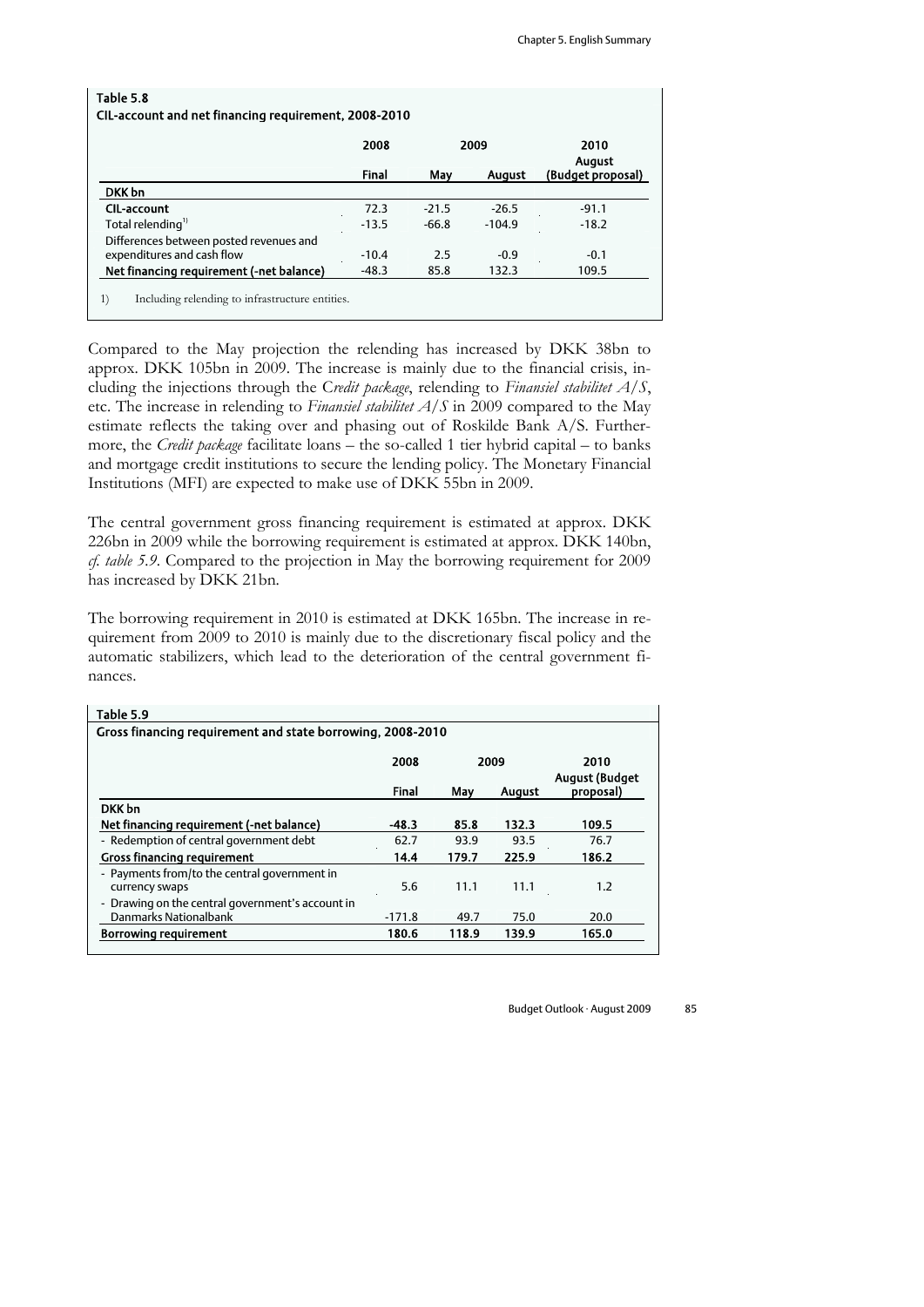**Table 5.8**
**CIL-account and net financing requirement, 2008-2010**

| | 2008 | 2009 | | 2010 |
|---|---|---|---|---|
| | Final | May | August | August (Budget proposal) |
| **DKK bn** | | | | |
| **CIL-account** | 72.3 | -21.5 | -26.5 | -91.1 |
| Total relending[1)] | -13.5 | -66.8 | -104.9 | -18.2 |
| Differences between posted revenues and expenditures and cash flow | -10.4 | 2.5 | -0.9 | -0.1 |
| **Net financing requirement (-net balance)** | -48.3 | 85.8 | 132.3 | 109.5 |

1) Including relending to infrastructure entities.

Compared to the May projection the relending has increased by DKK 38bn to approx. DKK 105bn in 2009. The increase is mainly due to the financial crisis, including the injections through the C*redit package*, relending to *Finansiel stabilitet A/S*, etc. The increase in relending to *Finansiel stabilitet A/S* in 2009 compared to the May estimate reflects the taking over and phasing out of Roskilde Bank A/S. Furthermore, the *Credit package* facilitate loans – the so-called 1 tier hybrid capital – to banks and mortgage credit institutions to secure the lending policy. The Monetary Financial Institutions (MFI) are expected to make use of DKK 55bn in 2009.

The central government gross financing requirement is estimated at approx. DKK 226bn in 2009 while the borrowing requirement is estimated at approx. DKK 140bn, *cf. table 5.9*. Compared to the projection in May the borrowing requirement for 2009 has increased by DKK 21bn.

The borrowing requirement in 2010 is estimated at DKK 165bn. The increase in requirement from 2009 to 2010 is mainly due to the discretionary fiscal policy and the automatic stabilizers, which lead to the deterioration of the central government finances.

**Table 5.9**
**Gross financing requirement and state borrowing, 2008-2010**

| | 2008 | 2009 | | 2010 |
|---|---|---|---|---|
| | Final | May | August | August (Budget proposal) |
| **DKK bn** | | | | |
| **Net financing requirement (-net balance)** | **-48.3** | **85.8** | **132.3** | **109.5** |
| - Redemption of central government debt | 62.7 | 93.9 | 93.5 | 76.7 |
| **Gross financing requirement** | **14.4** | **179.7** | **225.9** | **186.2** |
| - Payments from/to the central government in currency swaps | 5.6 | 11.1 | 11.1 | 1.2 |
| - Drawing on the central government's account in Danmarks Nationalbank | -171.8 | 49.7 | 75.0 | 20.0 |
| **Borrowing requirement** | **180.6** | **118.9** | **139.9** | **165.0** |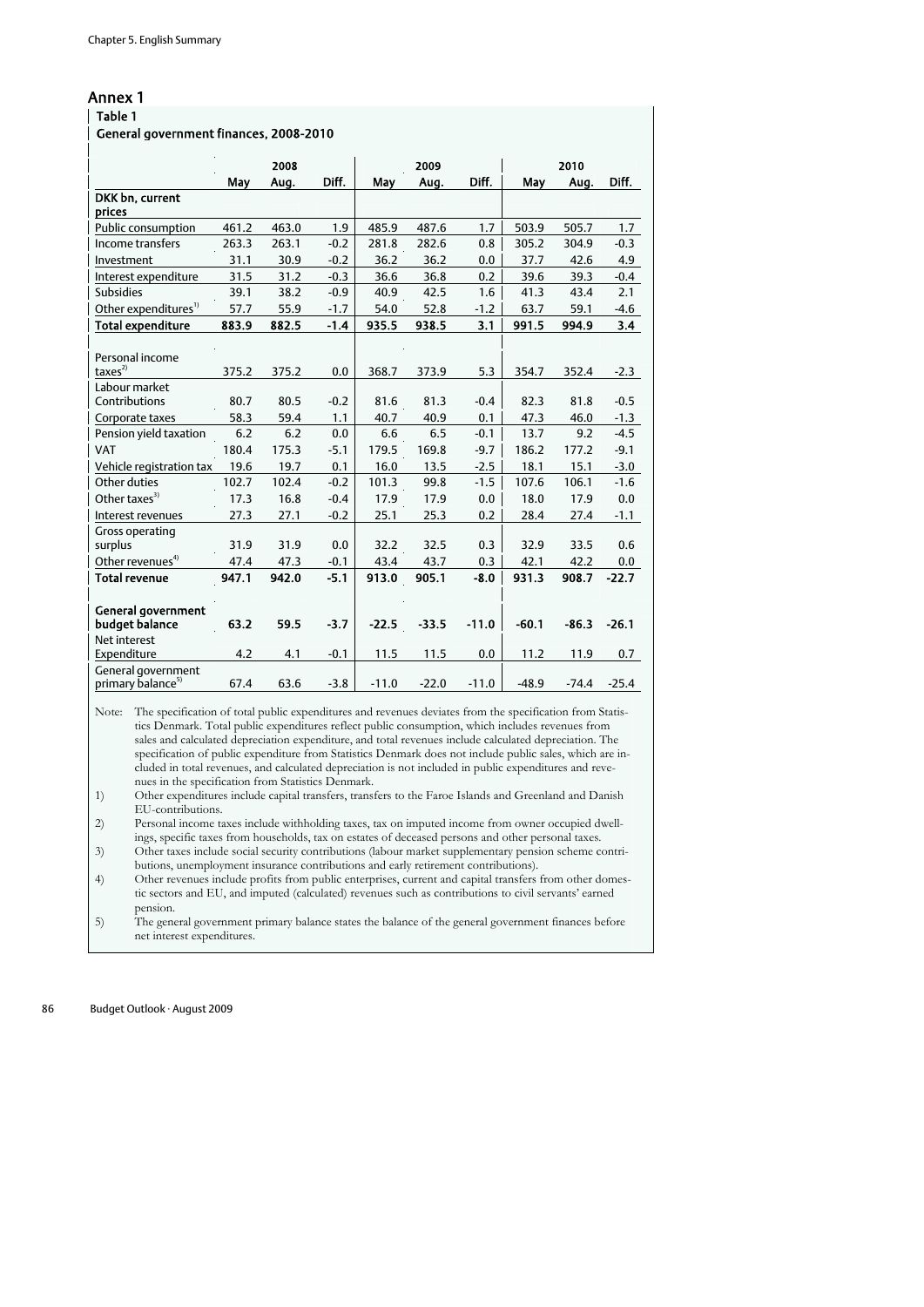## Annex 1

### Table 1

### General government finances, 2008-2010

| | 2008 | | | 2009 | | | 2010 | | |
|---|---|---|---|---|---|---|---|---|---|
| | May | Aug. | Diff. | May | Aug. | Diff. | May | Aug. | Diff. |
| **DKK bn, current prices** | | | | | | | | | |
| Public consumption | 461.2 | 463.0 | 1.9 | 485.9 | 487.6 | 1.7 | 503.9 | 505.7 | 1.7 |
| Income transfers | 263.3 | 263.1 | -0.2 | 281.8 | 282.6 | 0.8 | 305.2 | 304.9 | -0.3 |
| Investment | 31.1 | 30.9 | -0.2 | 36.2 | 36.2 | 0.0 | 37.7 | 42.6 | 4.9 |
| Interest expenditure | 31.5 | 31.2 | -0.3 | 36.6 | 36.8 | 0.2 | 39.6 | 39.3 | -0.4 |
| Subsidies | 39.1 | 38.2 | -0.9 | 40.9 | 42.5 | 1.6 | 41.3 | 43.4 | 2.1 |
| Other expenditures[1] | 57.7 | 55.9 | -1.7 | 54.0 | 52.8 | -1.2 | 63.7 | 59.1 | -4.6 |
| **Total expenditure** | **883.9** | **882.5** | **-1.4** | **935.5** | **938.5** | **3.1** | **991.5** | **994.9** | **3.4** |
| | | | | | | | | | |
| Personal income taxes[2] | 375.2 | 375.2 | 0.0 | 368.7 | 373.9 | 5.3 | 354.7 | 352.4 | -2.3 |
| Labour market Contributions | 80.7 | 80.5 | -0.2 | 81.6 | 81.3 | -0.4 | 82.3 | 81.8 | -0.5 |
| Corporate taxes | 58.3 | 59.4 | 1.1 | 40.7 | 40.9 | 0.1 | 47.3 | 46.0 | -1.3 |
| Pension yield taxation | 6.2 | 6.2 | 0.0 | 6.6 | 6.5 | -0.1 | 13.7 | 9.2 | -4.5 |
| VAT | 180.4 | 175.3 | -5.1 | 179.5 | 169.8 | -9.7 | 186.2 | 177.2 | -9.1 |
| Vehicle registration tax | 19.6 | 19.7 | 0.1 | 16.0 | 13.5 | -2.5 | 18.1 | 15.1 | -3.0 |
| Other duties | 102.7 | 102.4 | -0.2 | 101.3 | 99.8 | -1.5 | 107.6 | 106.1 | -1.6 |
| Other taxes[3] | 17.3 | 16.8 | -0.4 | 17.9 | 17.9 | 0.0 | 18.0 | 17.9 | 0.0 |
| Interest revenues | 27.3 | 27.1 | -0.2 | 25.1 | 25.3 | 0.2 | 28.4 | 27.4 | -1.1 |
| Gross operating surplus | 31.9 | 31.9 | 0.0 | 32.2 | 32.5 | 0.3 | 32.9 | 33.5 | 0.6 |
| Other revenues[4] | 47.4 | 47.3 | -0.1 | 43.4 | 43.7 | 0.3 | 42.1 | 42.2 | 0.0 |
| **Total revenue** | **947.1** | **942.0** | **-5.1** | **913.0** | **905.1** | **-8.0** | **931.3** | **908.7** | **-22.7** |
| | | | | | | | | | |
| **General government budget balance** | **63.2** | **59.5** | **-3.7** | **-22.5** | **-33.5** | **-11.0** | **-60.1** | **-86.3** | **-26.1** |
| Net interest Expenditure | 4.2 | 4.1 | -0.1 | 11.5 | 11.5 | 0.0 | 11.2 | 11.9 | 0.7 |
| General government primary balance[5] | 67.4 | 63.6 | -3.8 | -11.0 | -22.0 | -11.0 | -48.9 | -74.4 | -25.4 |

Note: The specification of total public expenditures and revenues deviates from the specification from Statistics Denmark. Total public expenditures reflect public consumption, which includes revenues from sales and calculated depreciation expenditure, and total revenues include calculated depreciation. The specification of public expenditure from Statistics Denmark does not include public sales, which are included in total revenues, and calculated depreciation is not included in public expenditures and revenues in the specification from Statistics Denmark.

1) Other expenditures include capital transfers, transfers to the Faroe Islands and Greenland and Danish EU-contributions.

2) Personal income taxes include withholding taxes, tax on imputed income from owner occupied dwellings, specific taxes from households, tax on estates of deceased persons and other personal taxes.

3) Other taxes include social security contributions (labour market supplementary pension scheme contributions, unemployment insurance contributions and early retirement contributions).

4) Other revenues include profits from public enterprises, current and capital transfers from other domestic sectors and EU, and imputed (calculated) revenues such as contributions to civil servants' earned pension.

5) The general government primary balance states the balance of the general government finances before net interest expenditures.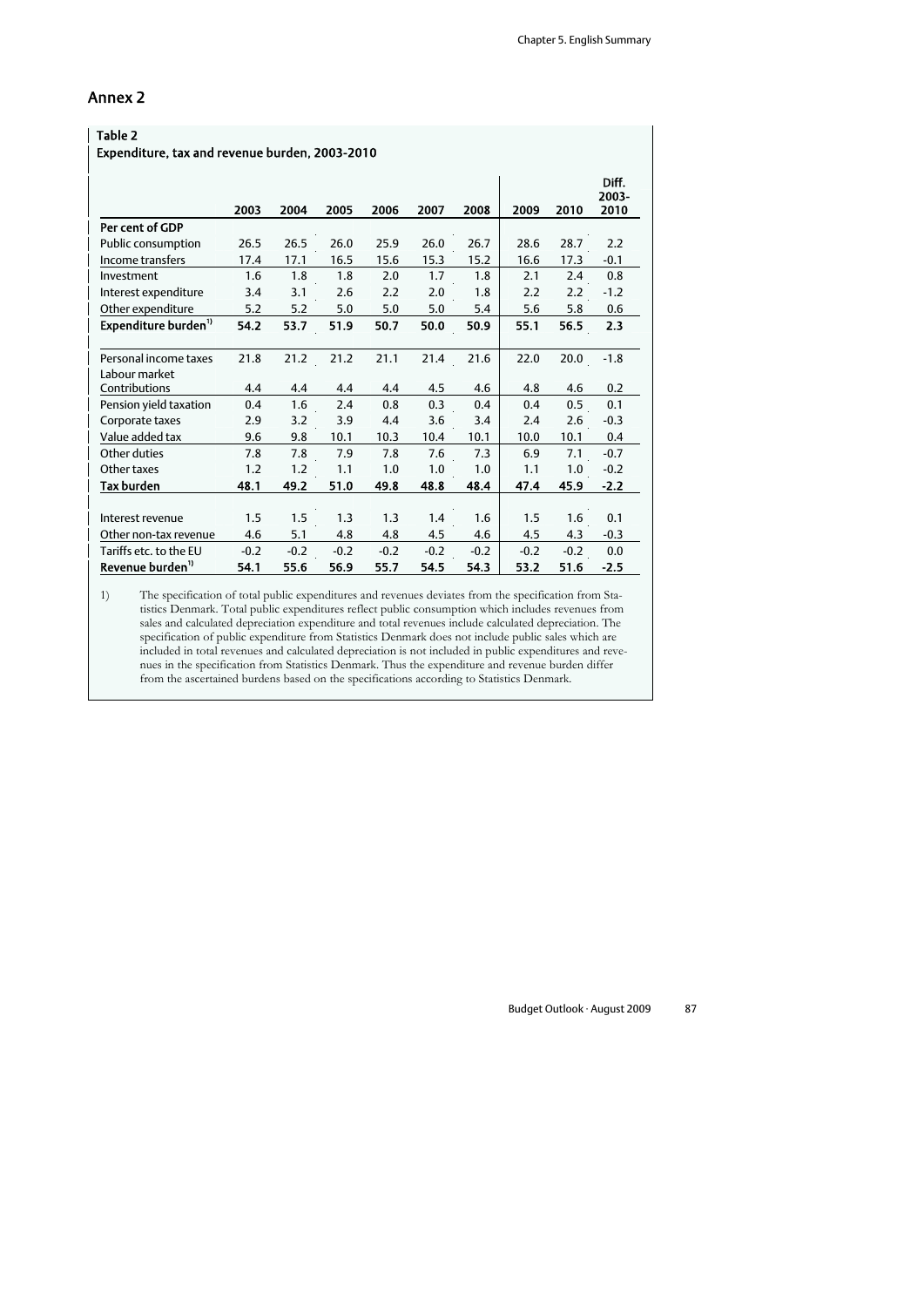## Annex 2

**Table 2**
**Expenditure, tax and revenue burden, 2003-2010**

| | 2003 | 2004 | 2005 | 2006 | 2007 | 2008 | 2009 | 2010 | Diff. 2003-2010 |
|---|---|---|---|---|---|---|---|---|---|
| **Per cent of GDP** | | | | | | | | | |
| Public consumption | 26.5 | 26.5 | 26.0 | 25.9 | 26.0 | 26.7 | 28.6 | 28.7 | 2.2 |
| Income transfers | 17.4 | 17.1 | 16.5 | 15.6 | 15.3 | 15.2 | 16.6 | 17.3 | -0.1 |
| Investment | 1.6 | 1.8 | 1.8 | 2.0 | 1.7 | 1.8 | 2.1 | 2.4 | 0.8 |
| Interest expenditure | 3.4 | 3.1 | 2.6 | 2.2 | 2.0 | 1.8 | 2.2 | 2.2 | -1.2 |
| Other expenditure | 5.2 | 5.2 | 5.0 | 5.0 | 5.0 | 5.4 | 5.6 | 5.8 | 0.6 |
| **Expenditure burden[1)]** | **54.2** | **53.7** | **51.9** | **50.7** | **50.0** | **50.9** | **55.1** | **56.5** | **2.3** |
| | | | | | | | | | |
| Personal income taxes | 21.8 | 21.2 | 21.2 | 21.1 | 21.4 | 21.6 | 22.0 | 20.0 | -1.8 |
| Labour market Contributions | 4.4 | 4.4 | 4.4 | 4.4 | 4.5 | 4.6 | 4.8 | 4.6 | 0.2 |
| Pension yield taxation | 0.4 | 1.6 | 2.4 | 0.8 | 0.3 | 0.4 | 0.4 | 0.5 | 0.1 |
| Corporate taxes | 2.9 | 3.2 | 3.9 | 4.4 | 3.6 | 3.4 | 2.4 | 2.6 | -0.3 |
| Value added tax | 9.6 | 9.8 | 10.1 | 10.3 | 10.4 | 10.1 | 10.0 | 10.1 | 0.4 |
| Other duties | 7.8 | 7.8 | 7.9 | 7.8 | 7.6 | 7.3 | 6.9 | 7.1 | -0.7 |
| Other taxes | 1.2 | 1.2 | 1.1 | 1.0 | 1.0 | 1.0 | 1.1 | 1.0 | -0.2 |
| **Tax burden** | **48.1** | **49.2** | **51.0** | **49.8** | **48.8** | **48.4** | **47.4** | **45.9** | **-2.2** |
| | | | | | | | | | |
| Interest revenue | 1.5 | 1.5 | 1.3 | 1.3 | 1.4 | 1.6 | 1.5 | 1.6 | 0.1 |
| Other non-tax revenue | 4.6 | 5.1 | 4.8 | 4.8 | 4.5 | 4.6 | 4.5 | 4.3 | -0.3 |
| Tariffs etc. to the EU | -0.2 | -0.2 | -0.2 | -0.2 | -0.2 | -0.2 | -0.2 | -0.2 | 0.0 |
| **Revenue burden[1)]** | **54.1** | **55.6** | **56.9** | **55.7** | **54.5** | **54.3** | **53.2** | **51.6** | **-2.5** |

1) The specification of total public expenditures and revenues deviates from the specification from Statistics Denmark. Total public expenditures reflect public consumption which includes revenues from sales and calculated depreciation expenditure and total revenues include calculated depreciation. The specification of public expenditure from Statistics Denmark does not include public sales which are included in total revenues and calculated depreciation is not included in public expenditures and revenues in the specification from Statistics Denmark. Thus the expenditure and revenue burden differ from the ascertained burdens based on the specifications according to Statistics Denmark.